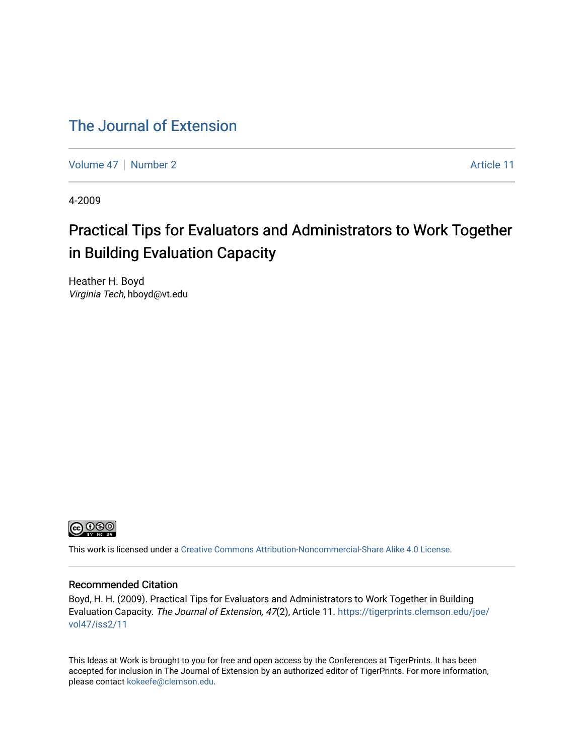# The Journal of Extension

Volume 47 | Number 2 | Article 11

4-2009

## Practical Tips for Evaluators and Administrators to Work Together in Building Evaluation Capacity

Heather H. Boyd
*Virginia Tech*, hboyd@vt.edu

This work is licensed under a Creative Commons Attribution-Noncommercial-Share Alike 4.0 License.

### Recommended Citation

Boyd, H. H. (2009). Practical Tips for Evaluators and Administrators to Work Together in Building Evaluation Capacity. *The Journal of Extension, 47*(2), Article 11. https://tigerprints.clemson.edu/joe/vol47/iss2/11

This Ideas at Work is brought to you for free and open access by the Conferences at TigerPrints. It has been accepted for inclusion in The Journal of Extension by an authorized editor of TigerPrints. For more information, please contact kokeefe@clemson.edu.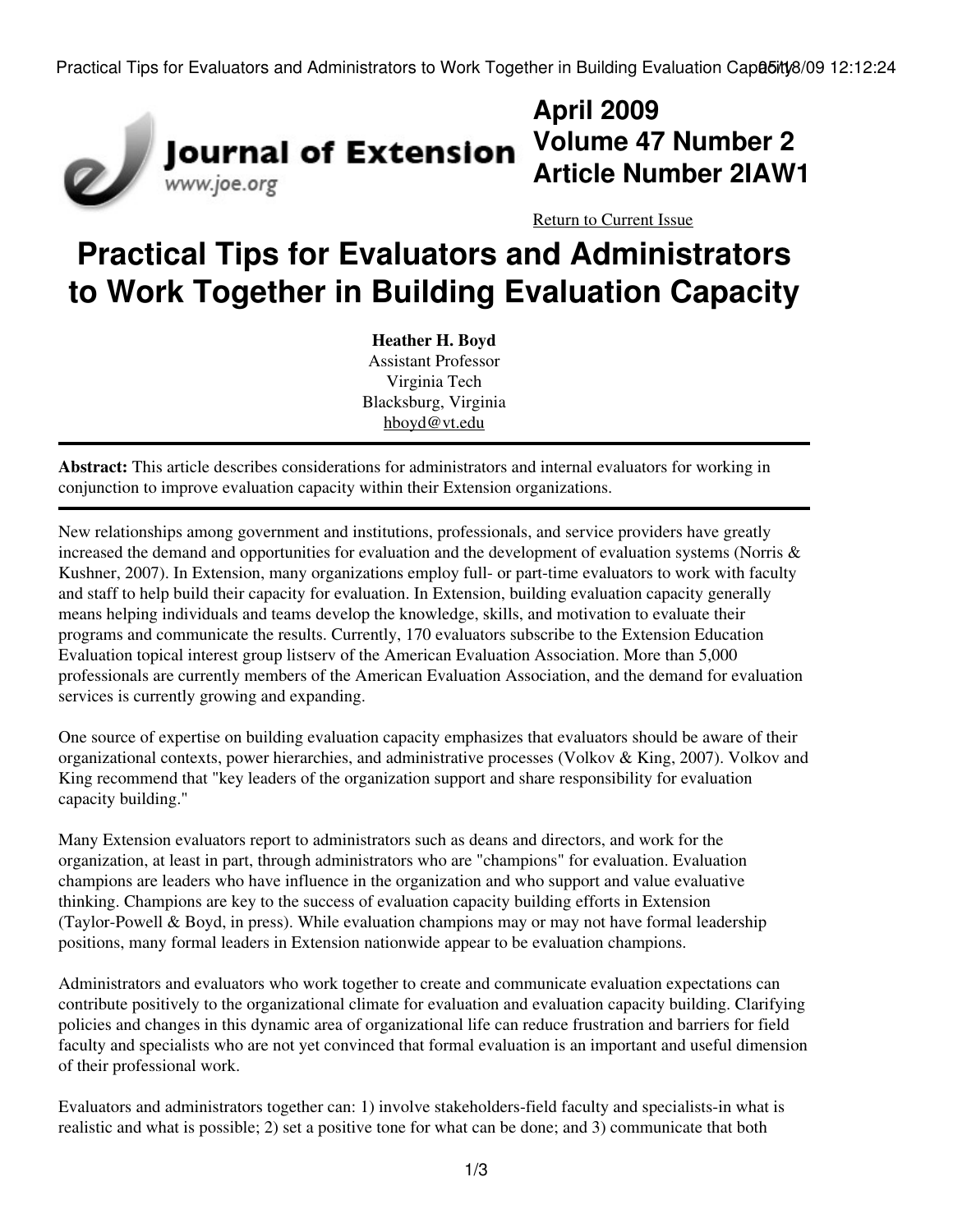April 2009
Volume 47 Number 2
Article Number 2IAW1

Return to Current Issue

# Practical Tips for Evaluators and Administrators to Work Together in Building Evaluation Capacity

**Heather H. Boyd**
Assistant Professor
Virginia Tech
Blacksburg, Virginia
hboyd@vt.edu

**Abstract:** This article describes considerations for administrators and internal evaluators for working in conjunction to improve evaluation capacity within their Extension organizations.

New relationships among government and institutions, professionals, and service providers have greatly increased the demand and opportunities for evaluation and the development of evaluation systems (Norris & Kushner, 2007). In Extension, many organizations employ full- or part-time evaluators to work with faculty and staff to help build their capacity for evaluation. In Extension, building evaluation capacity generally means helping individuals and teams develop the knowledge, skills, and motivation to evaluate their programs and communicate the results. Currently, 170 evaluators subscribe to the Extension Education Evaluation topical interest group listserv of the American Evaluation Association. More than 5,000 professionals are currently members of the American Evaluation Association, and the demand for evaluation services is currently growing and expanding.

One source of expertise on building evaluation capacity emphasizes that evaluators should be aware of their organizational contexts, power hierarchies, and administrative processes (Volkov & King, 2007). Volkov and King recommend that "key leaders of the organization support and share responsibility for evaluation capacity building."

Many Extension evaluators report to administrators such as deans and directors, and work for the organization, at least in part, through administrators who are "champions" for evaluation. Evaluation champions are leaders who have influence in the organization and who support and value evaluative thinking. Champions are key to the success of evaluation capacity building efforts in Extension (Taylor-Powell & Boyd, in press). While evaluation champions may or may not have formal leadership positions, many formal leaders in Extension nationwide appear to be evaluation champions.

Administrators and evaluators who work together to create and communicate evaluation expectations can contribute positively to the organizational climate for evaluation and evaluation capacity building. Clarifying policies and changes in this dynamic area of organizational life can reduce frustration and barriers for field faculty and specialists who are not yet convinced that formal evaluation is an important and useful dimension of their professional work.

Evaluators and administrators together can: 1) involve stakeholders-field faculty and specialists-in what is realistic and what is possible; 2) set a positive tone for what can be done; and 3) communicate that both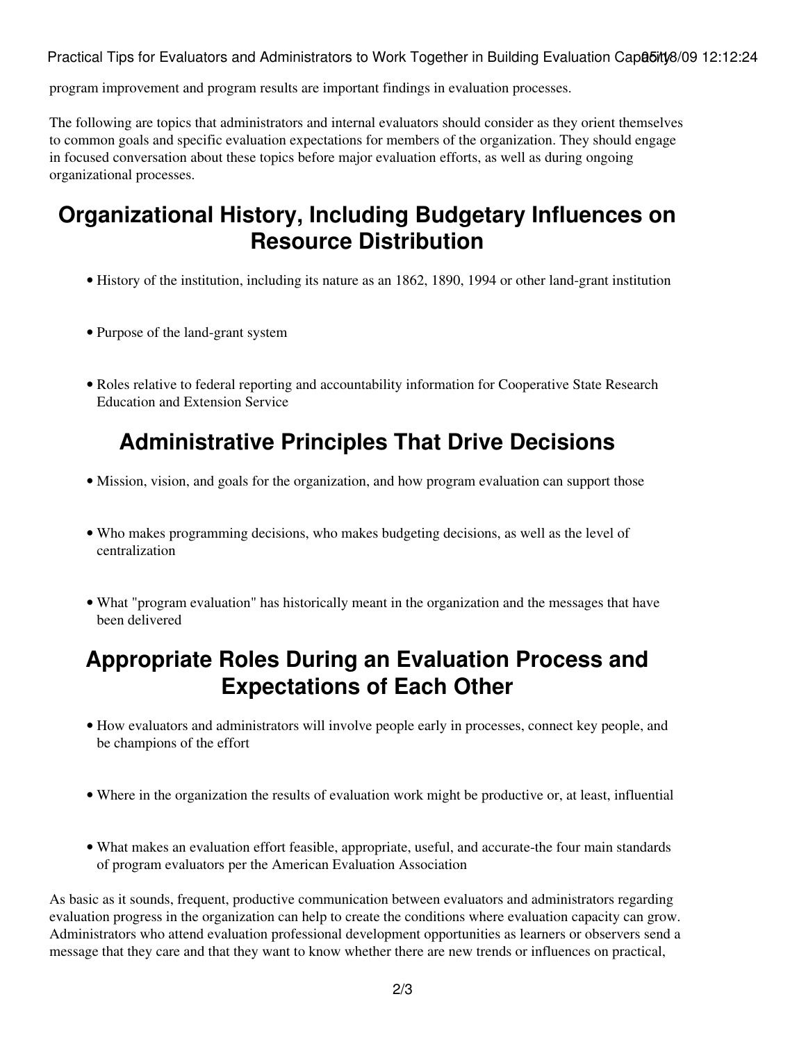program improvement and program results are important findings in evaluation processes.

The following are topics that administrators and internal evaluators should consider as they orient themselves to common goals and specific evaluation expectations for members of the organization. They should engage in focused conversation about these topics before major evaluation efforts, as well as during ongoing organizational processes.

## Organizational History, Including Budgetary Influences on Resource Distribution

- History of the institution, including its nature as an 1862, 1890, 1994 or other land-grant institution
- Purpose of the land-grant system
- Roles relative to federal reporting and accountability information for Cooperative State Research Education and Extension Service

## Administrative Principles That Drive Decisions

- Mission, vision, and goals for the organization, and how program evaluation can support those
- Who makes programming decisions, who makes budgeting decisions, as well as the level of centralization
- What "program evaluation" has historically meant in the organization and the messages that have been delivered

## Appropriate Roles During an Evaluation Process and Expectations of Each Other

- How evaluators and administrators will involve people early in processes, connect key people, and be champions of the effort
- Where in the organization the results of evaluation work might be productive or, at least, influential
- What makes an evaluation effort feasible, appropriate, useful, and accurate-the four main standards of program evaluators per the American Evaluation Association

As basic as it sounds, frequent, productive communication between evaluators and administrators regarding evaluation progress in the organization can help to create the conditions where evaluation capacity can grow. Administrators who attend evaluation professional development opportunities as learners or observers send a message that they care and that they want to know whether there are new trends or influences on practical,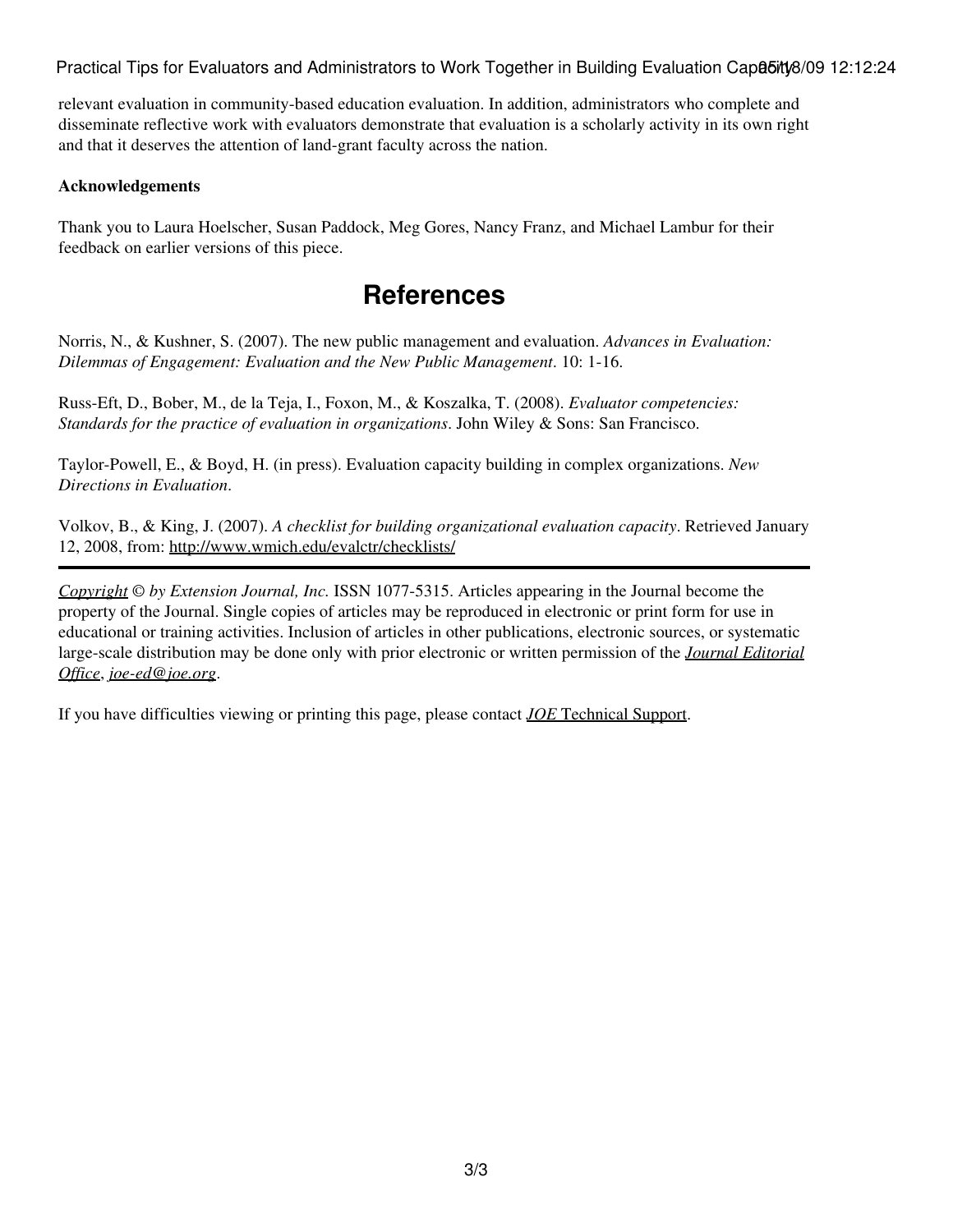relevant evaluation in community-based education evaluation. In addition, administrators who complete and disseminate reflective work with evaluators demonstrate that evaluation is a scholarly activity in its own right and that it deserves the attention of land-grant faculty across the nation.

**Acknowledgements**

Thank you to Laura Hoelscher, Susan Paddock, Meg Gores, Nancy Franz, and Michael Lambur for their feedback on earlier versions of this piece.

## References

Norris, N., & Kushner, S. (2007). The new public management and evaluation. *Advances in Evaluation: Dilemmas of Engagement: Evaluation and the New Public Management*. 10: 1-16.

Russ-Eft, D., Bober, M., de la Teja, I., Foxon, M., & Koszalka, T. (2008). *Evaluator competencies: Standards for the practice of evaluation in organizations*. John Wiley & Sons: San Francisco.

Taylor-Powell, E., & Boyd, H. (in press). Evaluation capacity building in complex organizations. *New Directions in Evaluation*.

Volkov, B., & King, J. (2007). *A checklist for building organizational evaluation capacity*. Retrieved January 12, 2008, from: http://www.wmich.edu/evalctr/checklists/

---

*Copyright © by Extension Journal, Inc.* ISSN 1077-5315. Articles appearing in the Journal become the property of the Journal. Single copies of articles may be reproduced in electronic or print form for use in educational or training activities. Inclusion of articles in other publications, electronic sources, or systematic large-scale distribution may be done only with prior electronic or written permission of the *Journal Editorial Office*, *joe-ed@joe.org*.

If you have difficulties viewing or printing this page, please contact *JOE* Technical Support.